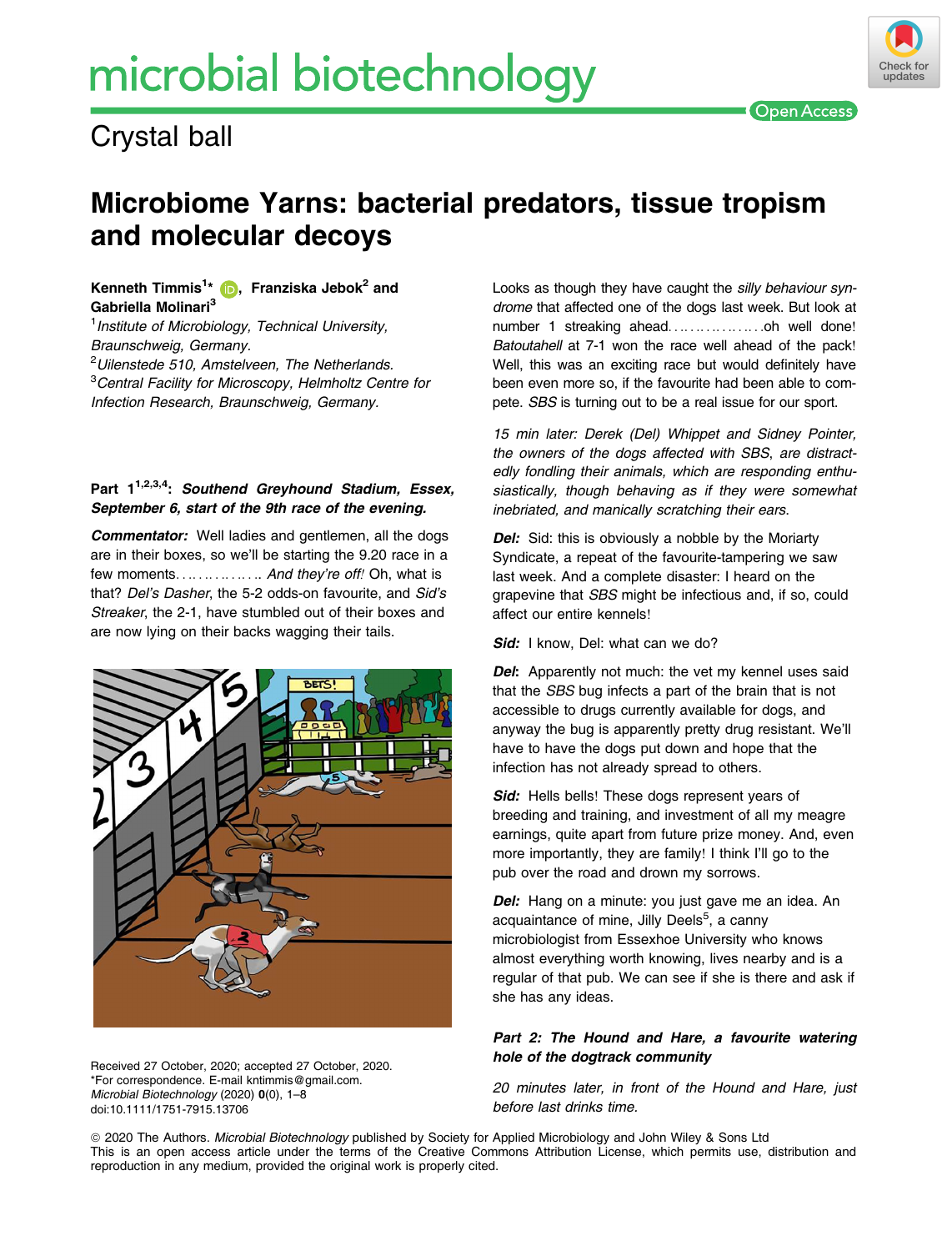Crystal ball

# Microbiome Yarns: bacterial predators, tissue tropism and molecular decoys

**Kenneth Timmis[1]\*, Franziska Jebok[2] and Gabriella Molinari[3]**

[1] *Institute of Microbiology, Technical University, Braunschweig, Germany.*
[2] *Uilenstede 510, Amstelveen, The Netherlands.*
[3] *Central Facility for Microscopy, Helmholtz Centre for Infection Research, Braunschweig, Germany.*

### Part 1[1,2,3,4]: *Southend Greyhound Stadium, Essex, September 6, start of the 9th race of the evening.*

***Commentator:*** Well ladies and gentlemen, all the dogs are in their boxes, so we'll be starting the 9.20 race in a few moments. . . . . . . . . . . . . . . *And they're off!* Oh, what is that? *Del's Dasher*, the 5-2 odds-on favourite, and *Sid's Streaker*, the 2-1, have stumbled out of their boxes and are now lying on their backs wagging their tails.

Received 27 October, 2020; accepted 27 October, 2020.
\*For correspondence. E-mail kntimmis@gmail.com.
*Microbial Biotechnology* (2020) **0**(0), 1–8
doi:10.1111/1751-7915.13706

Looks as though they have caught the *silly behaviour syndrome* that affected one of the dogs last week. But look at number 1 streaking ahead. . . . . . . . . . . . . . . . .oh well done! *Batoutahell* at 7-1 won the race well ahead of the pack! Well, this was an exciting race but would definitely have been even more so, if the favourite had been able to compete. *SBS* is turning out to be a real issue for our sport.

*15 min later: Derek (Del) Whippet and Sidney Pointer, the owners of the dogs affected with SBS, are distractedly fondling their animals, which are responding enthusiastically, though behaving as if they were somewhat inebriated, and manically scratching their ears.*

***Del:*** Sid: this is obviously a nobble by the Moriarty Syndicate, a repeat of the favourite-tampering we saw last week. And a complete disaster: I heard on the grapevine that *SBS* might be infectious and, if so, could affect our entire kennels!

***Sid:*** I know, Del: what can we do?

***Del***: Apparently not much: the vet my kennel uses said that the *SBS* bug infects a part of the brain that is not accessible to drugs currently available for dogs, and anyway the bug is apparently pretty drug resistant. We'll have to have the dogs put down and hope that the infection has not already spread to others.

***Sid:*** Hells bells! These dogs represent years of breeding and training, and investment of all my meagre earnings, quite apart from future prize money. And, even more importantly, they are family! I think I'll go to the pub over the road and drown my sorrows.

***Del:*** Hang on a minute: you just gave me an idea. An acquaintance of mine, Jilly Deels[5], a canny microbiologist from Essexhoe University who knows almost everything worth knowing, lives nearby and is a regular of that pub. We can see if she is there and ask if she has any ideas.

### *Part 2: The Hound and Hare, a favourite watering hole of the dogtrack community*

*20 minutes later, in front of the Hound and Hare, just before last drinks time.*

© 2020 The Authors. *Microbial Biotechnology* published by Society for Applied Microbiology and John Wiley & Sons Ltd
This is an open access article under the terms of the Creative Commons Attribution License, which permits use, distribution and reproduction in any medium, provided the original work is properly cited.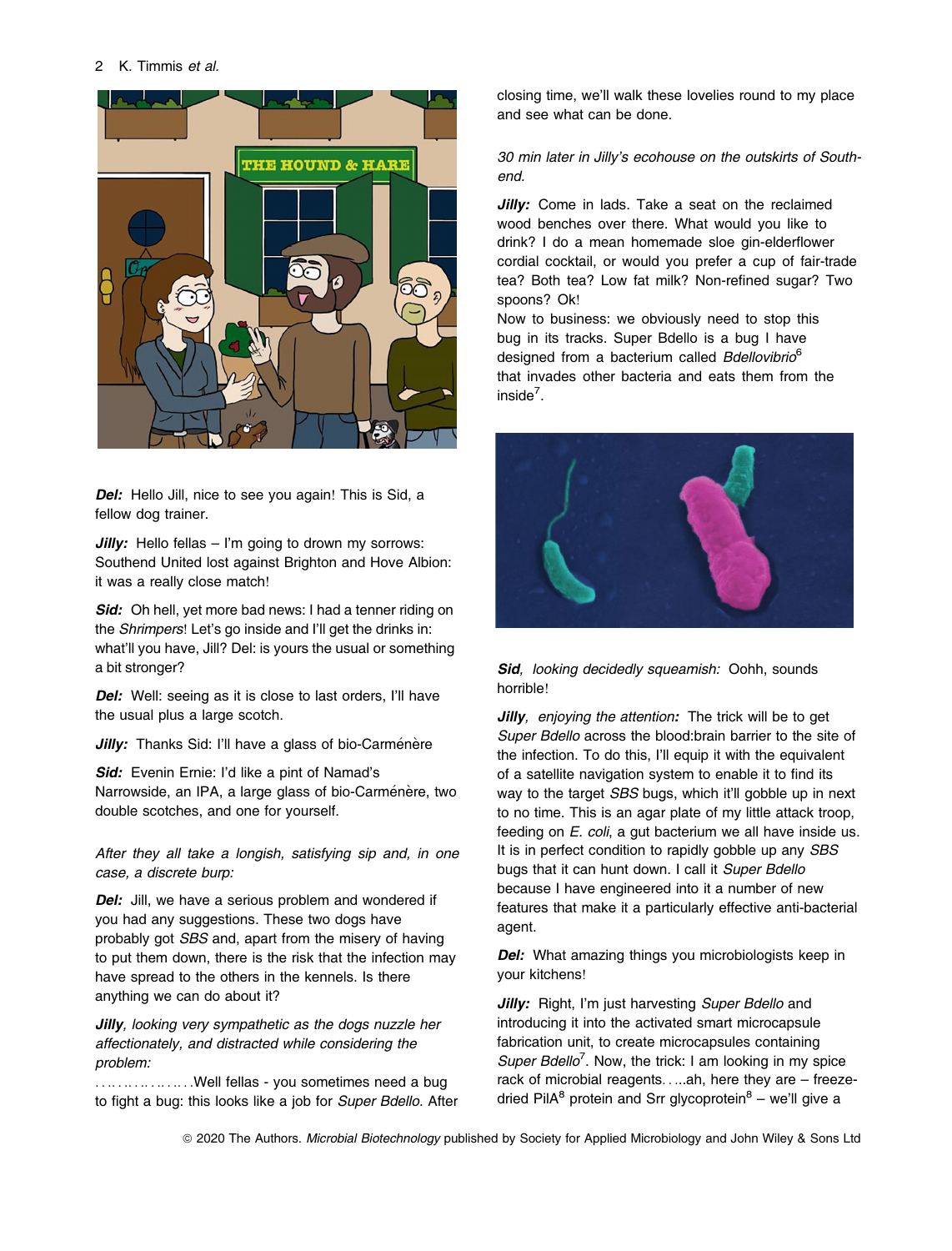**Del:** Hello Jill, nice to see you again! This is Sid, a fellow dog trainer.

**Jilly:** Hello fellas – I'm going to drown my sorrows: Southend United lost against Brighton and Hove Albion: it was a really close match!

**Sid:** Oh hell, yet more bad news: I had a tenner riding on the *Shrimpers*! Let's go inside and I'll get the drinks in: what'll you have, Jill? Del: is yours the usual or something a bit stronger?

**Del:** Well: seeing as it is close to last orders, I'll have the usual plus a large scotch.

**Jilly:** Thanks Sid: I'll have a glass of bio-Carménère

**Sid:** Evenin Ernie: I'd like a pint of Namad's Narrowside, an IPA, a large glass of bio-Carménère, two double scotches, and one for yourself.

*After they all take a longish, satisfying sip and, in one case, a discrete burp:*

**Del:** Jill, we have a serious problem and wondered if you had any suggestions. These two dogs have probably got *SBS* and, apart from the misery of having to put them down, there is the risk that the infection may have spread to the others in the kennels. Is there anything we can do about it?

***Jilly**, looking very sympathetic as the dogs nuzzle her affectionately, and distracted while considering the problem:*

. . . . . . . . . . . . . . . . . .Well fellas - you sometimes need a bug to fight a bug: this looks like a job for *Super Bdello*. After closing time, we'll walk these lovelies round to my place and see what can be done.

*30 min later in Jilly's ecohouse on the outskirts of Southend.*

**Jilly:** Come in lads. Take a seat on the reclaimed wood benches over there. What would you like to drink? I do a mean homemade sloe gin-elderflower cordial cocktail, or would you prefer a cup of fair-trade tea? Both tea? Low fat milk? Non-refined sugar? Two spoons? Ok!
Now to business: we obviously need to stop this bug in its tracks. Super Bdello is a bug I have designed from a bacterium called *Bdellovibrio*[6] that invades other bacteria and eats them from the inside[7].

***Sid**, looking decidedly squeamish:* Oohh, sounds horrible!

***Jilly**, enjoying the attention:* The trick will be to get *Super Bdello* across the blood:brain barrier to the site of the infection. To do this, I'll equip it with the equivalent of a satellite navigation system to enable it to find its way to the target *SBS* bugs, which it'll gobble up in next to no time. This is an agar plate of my little attack troop, feeding on *E. coli*, a gut bacterium we all have inside us. It is in perfect condition to rapidly gobble up any *SBS* bugs that it can hunt down. I call it *Super Bdello* because I have engineered into it a number of new features that make it a particularly effective anti-bacterial agent.

**Del:** What amazing things you microbiologists keep in your kitchens!

**Jilly:** Right, I'm just harvesting *Super Bdello* and introducing it into the activated smart microcapsule fabrication unit, to create microcapsules containing *Super Bdello*[7]. Now, the trick: I am looking in my spice rack of microbial reagents. . ...ah, here they are – freeze-dried PilA[8] protein and Srr glycoprotein[8] – we'll give a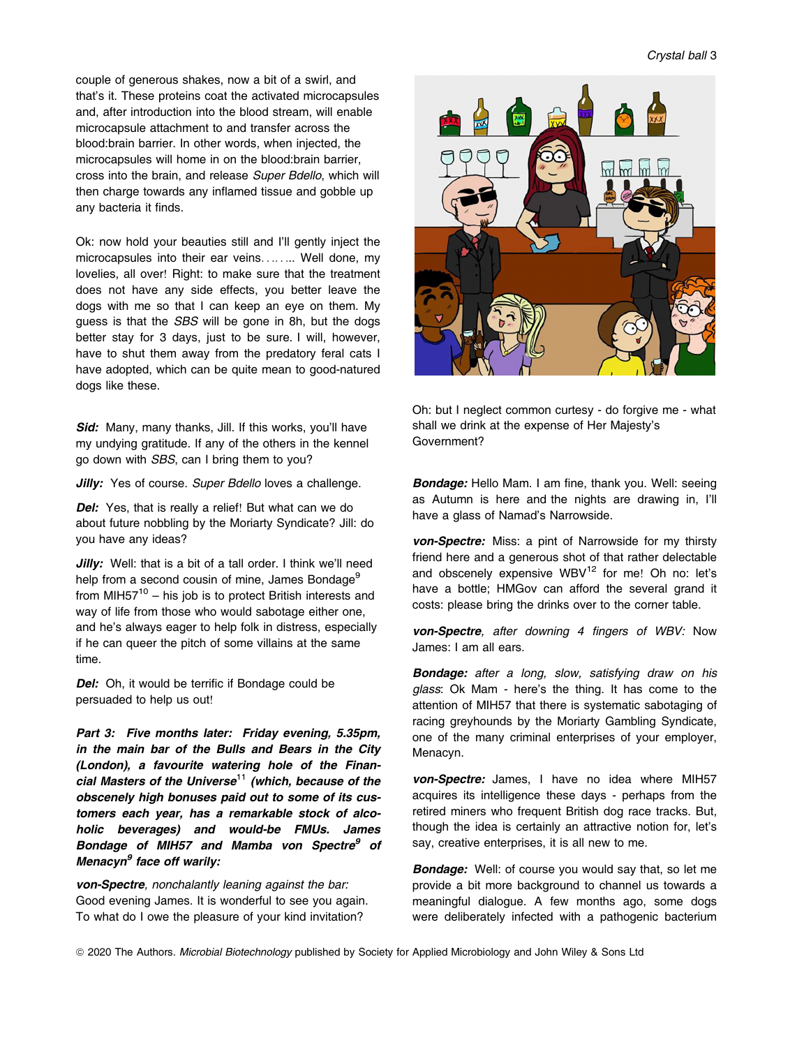couple of generous shakes, now a bit of a swirl, and that's it. These proteins coat the activated microcapsules and, after introduction into the blood stream, will enable microcapsule attachment to and transfer across the blood:brain barrier. In other words, when injected, the microcapsules will home in on the blood:brain barrier, cross into the brain, and release *Super Bdello,* which will then charge towards any inflamed tissue and gobble up any bacteria it finds.

Ok: now hold your beauties still and I'll gently inject the microcapsules into their ear veins……... Well done, my lovelies, all over! Right: to make sure that the treatment does not have any side effects, you better leave the dogs with me so that I can keep an eye on them. My guess is that the *SBS* will be gone in 8h, but the dogs better stay for 3 days, just to be sure. I will, however, have to shut them away from the predatory feral cats I have adopted, which can be quite mean to good-natured dogs like these.

***Sid:*** Many, many thanks, Jill. If this works, you'll have my undying gratitude. If any of the others in the kennel go down with *SBS*, can I bring them to you?

***Jilly:*** Yes of course. *Super Bdello* loves a challenge.

***Del:*** Yes, that is really a relief! But what can we do about future nobbling by the Moriarty Syndicate? Jill: do you have any ideas?

***Jilly:*** Well: that is a bit of a tall order. I think we'll need help from a second cousin of mine, James Bondage[9] from MIH57[10] – his job is to protect British interests and way of life from those who would sabotage either one, and he's always eager to help folk in distress, especially if he can queer the pitch of some villains at the same time.

***Del:*** Oh, it would be terrific if Bondage could be persuaded to help us out!

***Part 3: Five months later: Friday evening, 5.35pm, in the main bar of the Bulls and Bears in the City (London), a favourite watering hole of the Financial Masters of the Universe[11] (which, because of the obscenely high bonuses paid out to some of its customers each year, has a remarkable stock of alcoholic beverages) and would-be FMUs. James Bondage of MIH57 and Mamba von Spectre[9] of Menacyn[9] face off warily:***

***von-Spectre****, nonchalantly leaning against the bar:* Good evening James. It is wonderful to see you again. To what do I owe the pleasure of your kind invitation?

Oh: but I neglect common curtesy - do forgive me - what shall we drink at the expense of Her Majesty's Government?

***Bondage:*** Hello Mam. I am fine, thank you. Well: seeing as Autumn is here and the nights are drawing in, I'll have a glass of Namad's Narrowside.

***von-Spectre:*** Miss: a pint of Narrowside for my thirsty friend here and a generous shot of that rather delectable and obscenely expensive WBV[12] for me! Oh no: let's have a bottle; HMGov can afford the several grand it costs: please bring the drinks over to the corner table.

***von-Spectre****, after downing 4 fingers of WBV:* Now James: I am all ears.

***Bondage:*** *after a long, slow, satisfying draw on his glass*: Ok Mam - here's the thing. It has come to the attention of MIH57 that there is systematic sabotaging of racing greyhounds by the Moriarty Gambling Syndicate, one of the many criminal enterprises of your employer, Menacyn.

***von-Spectre:*** James, I have no idea where MIH57 acquires its intelligence these days - perhaps from the retired miners who frequent British dog race tracks. But, though the idea is certainly an attractive notion for, let's say, creative enterprises, it is all new to me.

***Bondage:*** Well: of course you would say that, so let me provide a bit more background to channel us towards a meaningful dialogue. A few months ago, some dogs were deliberately infected with a pathogenic bacterium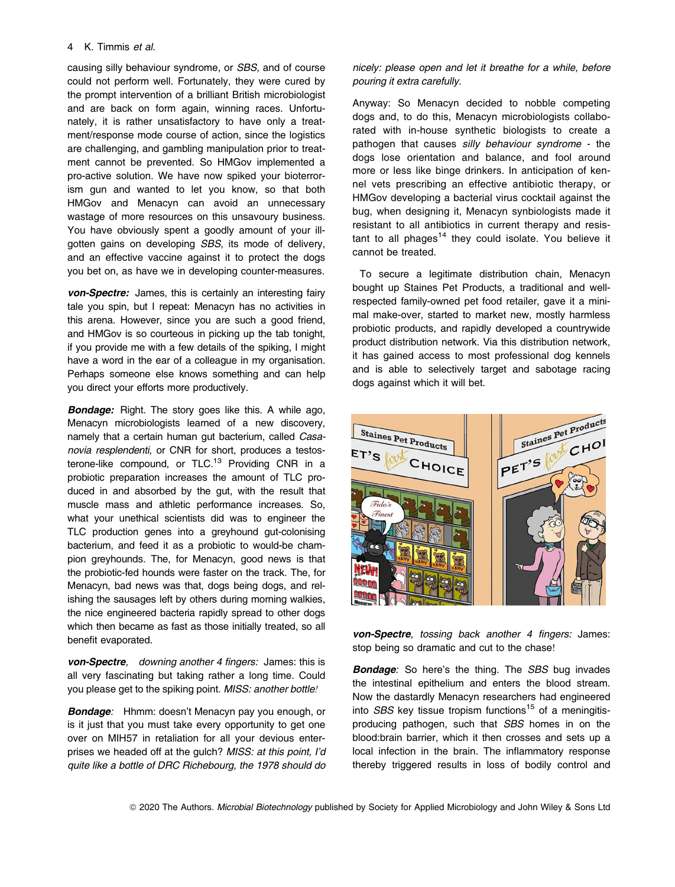causing silly behaviour syndrome, or *SBS*, and of course could not perform well. Fortunately, they were cured by the prompt intervention of a brilliant British microbiologist and are back on form again, winning races. Unfortunately, it is rather unsatisfactory to have only a treatment/response mode course of action, since the logistics are challenging, and gambling manipulation prior to treatment cannot be prevented. So HMGov implemented a pro-active solution. We have now spiked your bioterrorism gun and wanted to let you know, so that both HMGov and Menacyn can avoid an unnecessary wastage of more resources on this unsavoury business. You have obviously spent a goodly amount of your ill-gotten gains on developing *SBS*, its mode of delivery, and an effective vaccine against it to protect the dogs you bet on, as have we in developing counter-measures.

***von-Spectre:*** James, this is certainly an interesting fairy tale you spin, but I repeat: Menacyn has no activities in this arena. However, since you are such a good friend, and HMGov is so courteous in picking up the tab tonight, if you provide me with a few details of the spiking, I might have a word in the ear of a colleague in my organisation. Perhaps someone else knows something and can help you direct your efforts more productively.

***Bondage:*** Right. The story goes like this. A while ago, Menacyn microbiologists learned of a new discovery, namely that a certain human gut bacterium, called *Casanovia resplendenti*, or CNR for short, produces a testosterone-like compound, or TLC.[13] Providing CNR in a probiotic preparation increases the amount of TLC produced in and absorbed by the gut, with the result that muscle mass and athletic performance increases. So, what your unethical scientists did was to engineer the TLC production genes into a greyhound gut-colonising bacterium, and feed it as a probiotic to would-be champion greyhounds. The, for Menacyn, good news is that the probiotic-fed hounds were faster on the track. The, for Menacyn, bad news was that, dogs being dogs, and relishing the sausages left by others during morning walkies, the nice engineered bacteria rapidly spread to other dogs which then became as fast as those initially treated, so all benefit evaporated.

***von-Spectre****, downing another 4 fingers:* James: this is all very fascinating but taking rather a long time. Could you please get to the spiking point. *MISS: another bottle!*

***Bondage****:* Hhmm: doesn't Menacyn pay you enough, or is it just that you must take every opportunity to get one over on MIH57 in retaliation for all your devious enterprises we headed off at the gulch? *MISS: at this point, I'd quite like a bottle of DRC Richebourg, the 1978 should do nicely: please open and let it breathe for a while, before pouring it extra carefully.*

Anyway: So Menacyn decided to nobble competing dogs and, to do this, Menacyn microbiologists collaborated with in-house synthetic biologists to create a pathogen that causes *silly behaviour syndrome* - the dogs lose orientation and balance, and fool around more or less like binge drinkers. In anticipation of kennel vets prescribing an effective antibiotic therapy, or HMGov developing a bacterial virus cocktail against the bug, when designing it, Menacyn synbiologists made it resistant to all antibiotics in current therapy and resistant to all phages[14] they could isolate. You believe it cannot be treated.

To secure a legitimate distribution chain, Menacyn bought up Staines Pet Products, a traditional and well-respected family-owned pet food retailer, gave it a minimal make-over, started to market new, mostly harmless probiotic products, and rapidly developed a countrywide product distribution network. Via this distribution network, it has gained access to most professional dog kennels and is able to selectively target and sabotage racing dogs against which it will bet.

***von-Spectre****, tossing back another 4 fingers:* James: stop being so dramatic and cut to the chase!

***Bondage****:* So here's the thing. The *SBS* bug invades the intestinal epithelium and enters the blood stream. Now the dastardly Menacyn researchers had engineered into *SBS* key tissue tropism functions[15] of a meningitis-producing pathogen, such that *SBS* homes in on the blood:brain barrier, which it then crosses and sets up a local infection in the brain. The inflammatory response thereby triggered results in loss of bodily control and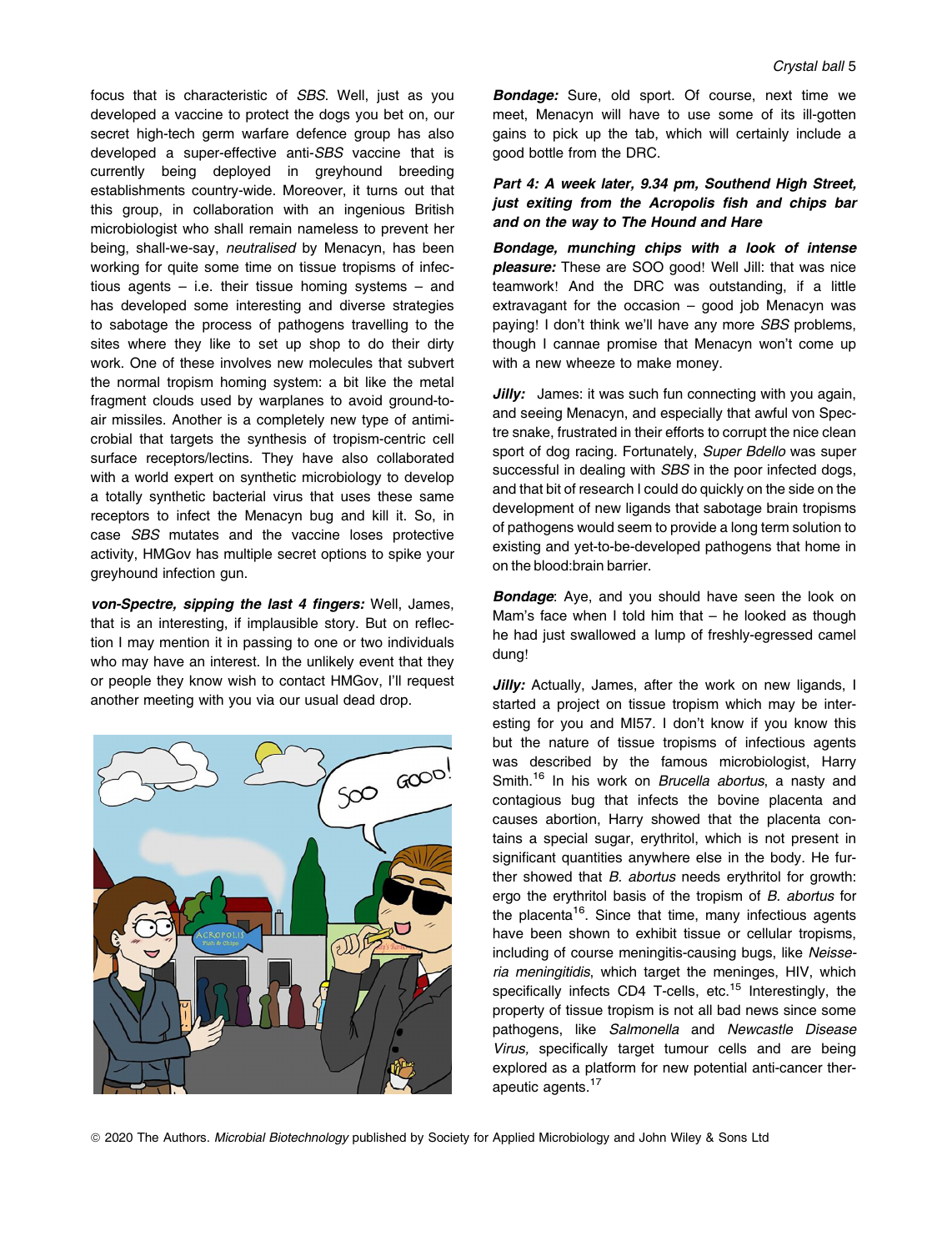focus that is characteristic of *SBS*. Well, just as you developed a vaccine to protect the dogs you bet on, our secret high-tech germ warfare defence group has also developed a super-effective anti-*SBS* vaccine that is currently being deployed in greyhound breeding establishments country-wide. Moreover, it turns out that this group, in collaboration with an ingenious British microbiologist who shall remain nameless to prevent her being, shall-we-say, *neutralised* by Menacyn, has been working for quite some time on tissue tropisms of infectious agents – i.e. their tissue homing systems – and has developed some interesting and diverse strategies to sabotage the process of pathogens travelling to the sites where they like to set up shop to do their dirty work. One of these involves new molecules that subvert the normal tropism homing system: a bit like the metal fragment clouds used by warplanes to avoid ground-to-air missiles. Another is a completely new type of antimicrobial that targets the synthesis of tropism-centric cell surface receptors/lectins. They have also collaborated with a world expert on synthetic microbiology to develop a totally synthetic bacterial virus that uses these same receptors to infect the Menacyn bug and kill it. So, in case *SBS* mutates and the vaccine loses protective activity, HMGov has multiple secret options to spike your greyhound infection gun.

***von-Spectre, sipping the last 4 fingers:*** Well, James, that is an interesting, if implausible story. But on reflection I may mention it in passing to one or two individuals who may have an interest. In the unlikely event that they or people they know wish to contact HMGov, I'll request another meeting with you via our usual dead drop.

***Bondage:*** Sure, old sport. Of course, next time we meet, Menacyn will have to use some of its ill-gotten gains to pick up the tab, which will certainly include a good bottle from the DRC.

***Part 4: A week later, 9.34 pm, Southend High Street, just exiting from the Acropolis fish and chips bar and on the way to The Hound and Hare***

***Bondage, munching chips with a look of intense pleasure:*** These are SOO good! Well Jill: that was nice teamwork! And the DRC was outstanding, if a little extravagant for the occasion – good job Menacyn was paying! I don't think we'll have any more *SBS* problems, though I cannae promise that Menacyn won't come up with a new wheeze to make money.

***Jilly:*** James: it was such fun connecting with you again, and seeing Menacyn, and especially that awful von Spectre snake, frustrated in their efforts to corrupt the nice clean sport of dog racing. Fortunately, *Super Bdello* was super successful in dealing with *SBS* in the poor infected dogs, and that bit of research I could do quickly on the side on the development of new ligands that sabotage brain tropisms of pathogens would seem to provide a long term solution to existing and yet-to-be-developed pathogens that home in on the blood:brain barrier.

***Bondage***: Aye, and you should have seen the look on Mam's face when I told him that – he looked as though he had just swallowed a lump of freshly-egressed camel dung!

***Jilly:*** Actually, James, after the work on new ligands, I started a project on tissue tropism which may be interesting for you and MI57. I don't know if you know this but the nature of tissue tropisms of infectious agents was described by the famous microbiologist, Harry Smith.[16] In his work on *Brucella abortus*, a nasty and contagious bug that infects the bovine placenta and causes abortion, Harry showed that the placenta contains a special sugar, erythritol, which is not present in significant quantities anywhere else in the body. He further showed that *B. abortus* needs erythritol for growth: ergo the erythritol basis of the tropism of *B. abortus* for the placenta[16]. Since that time, many infectious agents have been shown to exhibit tissue or cellular tropisms, including of course meningitis-causing bugs, like *Neisseria meningitidis*, which target the meninges, HIV, which specifically infects CD4 T-cells, etc.[15] Interestingly, the property of tissue tropism is not all bad news since some pathogens, like *Salmonella* and *Newcastle Disease Virus,* specifically target tumour cells and are being explored as a platform for new potential anti-cancer therapeutic agents.[17]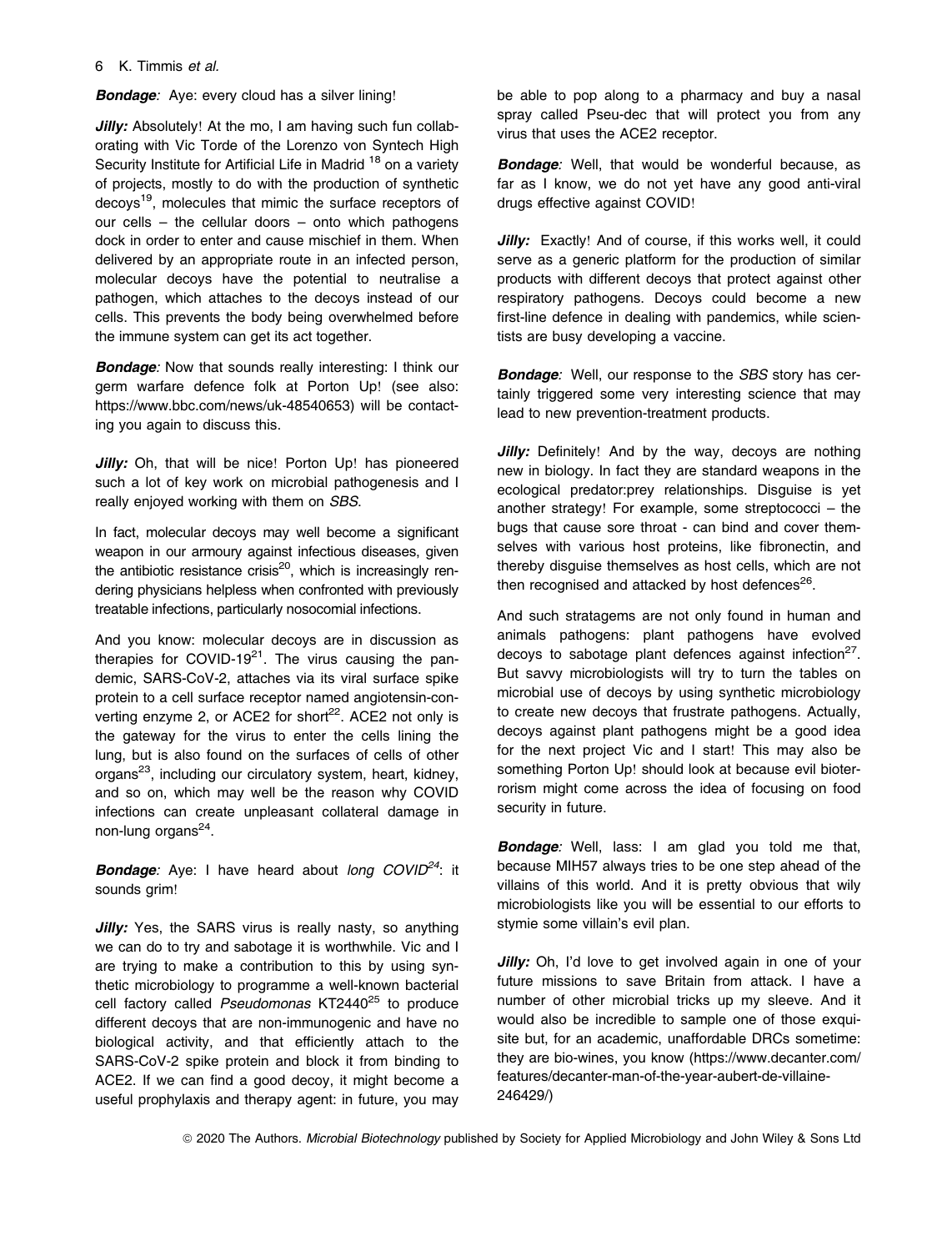***Bondage**:* Aye: every cloud has a silver lining!

***Jilly:*** Absolutely! At the mo, I am having such fun collaborating with Vic Torde of the Lorenzo von Syntech High Security Institute for Artificial Life in Madrid [18] on a variety of projects, mostly to do with the production of synthetic decoys[19], molecules that mimic the surface receptors of our cells – the cellular doors – onto which pathogens dock in order to enter and cause mischief in them. When delivered by an appropriate route in an infected person, molecular decoys have the potential to neutralise a pathogen, which attaches to the decoys instead of our cells. This prevents the body being overwhelmed before the immune system can get its act together.

***Bondage**:* Now that sounds really interesting: I think our germ warfare defence folk at Porton Up! (see also: https://www.bbc.com/news/uk-48540653) will be contacting you again to discuss this.

***Jilly:*** Oh, that will be nice! Porton Up! has pioneered such a lot of key work on microbial pathogenesis and I really enjoyed working with them on *SBS*.

In fact, molecular decoys may well become a significant weapon in our armoury against infectious diseases, given the antibiotic resistance crisis[20], which is increasingly rendering physicians helpless when confronted with previously treatable infections, particularly nosocomial infections.

And you know: molecular decoys are in discussion as therapies for COVID-19[21]. The virus causing the pandemic, SARS-CoV-2, attaches via its viral surface spike protein to a cell surface receptor named angiotensin-converting enzyme 2, or ACE2 for short[22]. ACE2 not only is the gateway for the virus to enter the cells lining the lung, but is also found on the surfaces of cells of other organs[23], including our circulatory system, heart, kidney, and so on, which may well be the reason why COVID infections can create unpleasant collateral damage in non-lung organs[24].

***Bondage**:* Aye: I have heard about *long COVID*[24]: it sounds grim!

***Jilly:*** Yes, the SARS virus is really nasty, so anything we can do to try and sabotage it is worthwhile. Vic and I are trying to make a contribution to this by using synthetic microbiology to programme a well-known bacterial cell factory called *Pseudomonas* KT2440[25] to produce different decoys that are non-immunogenic and have no biological activity, and that efficiently attach to the SARS-CoV-2 spike protein and block it from binding to ACE2. If we can find a good decoy, it might become a useful prophylaxis and therapy agent: in future, you may be able to pop along to a pharmacy and buy a nasal spray called Pseu-dec that will protect you from any virus that uses the ACE2 receptor.

***Bondage**:* Well, that would be wonderful because, as far as I know, we do not yet have any good anti-viral drugs effective against COVID!

***Jilly:*** Exactly! And of course, if this works well, it could serve as a generic platform for the production of similar products with different decoys that protect against other respiratory pathogens. Decoys could become a new first-line defence in dealing with pandemics, while scientists are busy developing a vaccine.

***Bondage**:* Well, our response to the *SBS* story has certainly triggered some very interesting science that may lead to new prevention-treatment products.

***Jilly:*** Definitely! And by the way, decoys are nothing new in biology. In fact they are standard weapons in the ecological predator:prey relationships. Disguise is yet another strategy! For example, some streptococci – the bugs that cause sore throat - can bind and cover themselves with various host proteins, like fibronectin, and thereby disguise themselves as host cells, which are not then recognised and attacked by host defences[26].

And such stratagems are not only found in human and animals pathogens: plant pathogens have evolved decoys to sabotage plant defences against infection[27]. But savvy microbiologists will try to turn the tables on microbial use of decoys by using synthetic microbiology to create new decoys that frustrate pathogens. Actually, decoys against plant pathogens might be a good idea for the next project Vic and I start! This may also be something Porton Up! should look at because evil bioterrorism might come across the idea of focusing on food security in future.

***Bondage**:* Well, lass: I am glad you told me that, because MIH57 always tries to be one step ahead of the villains of this world. And it is pretty obvious that wily microbiologists like you will be essential to our efforts to stymie some villain's evil plan.

***Jilly:*** Oh, I'd love to get involved again in one of your future missions to save Britain from attack. I have a number of other microbial tricks up my sleeve. And it would also be incredible to sample one of those exquisite but, for an academic, unaffordable DRCs sometime: they are bio-wines, you know (https://www.decanter.com/features/decanter-man-of-the-year-aubert-de-villaine-246429/)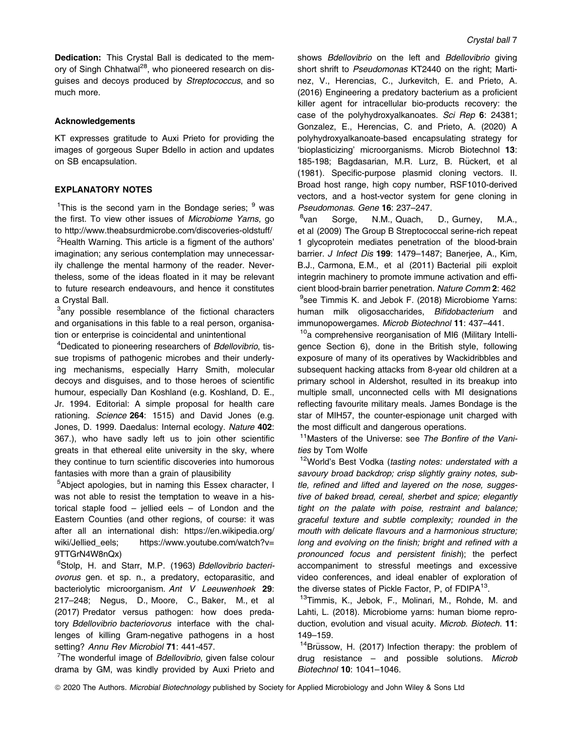**Dedication:** This Crystal Ball is dedicated to the memory of Singh Chhatwal[28], who pioneered research on disguises and decoys produced by *Streptococcus*, and so much more.

#### Acknowledgements

KT expresses gratitude to Auxi Prieto for providing the images of gorgeous Super Bdello in action and updates on SB encapsulation.

### EXPLANATORY NOTES

[1]This is the second yarn in the Bondage series; [9] was the first. To view other issues of *Microbiome Yarns*, go to http://www.theabsurdmicrobe.com/discoveries-oldstuff/

[2]Health Warning. This article is a figment of the authors' imagination; any serious contemplation may unnecessarily challenge the mental harmony of the reader. Nevertheless, some of the ideas floated in it may be relevant to future research endeavours, and hence it constitutes a Crystal Ball.

[3]any possible resemblance of the fictional characters and organisations in this fable to a real person, organisation or enterprise is coincidental and unintentional

[4]Dedicated to pioneering researchers of *Bdellovibrio*, tissue tropisms of pathogenic microbes and their underlying mechanisms, especially Harry Smith, molecular decoys and disguises, and to those heroes of scientific humour, especially Dan Koshland (e.g. Koshland, D. E., Jr. 1994. Editorial: A simple proposal for health care rationing. *Science* **264**: 1515) and David Jones (e.g. Jones, D. 1999. Daedalus: Internal ecology. *Nature* **402**: 367.), who have sadly left us to join other scientific greats in that ethereal elite university in the sky, where they continue to turn scientific discoveries into humorous fantasies with more than a grain of plausibility

[5]Abject apologies, but in naming this Essex character, I was not able to resist the temptation to weave in a historical staple food – jellied eels – of London and the Eastern Counties (and other regions, of course: it was after all an international dish: https://en.wikipedia.org/wiki/Jellied_eels; https://www.youtube.com/watch?v=9TTGrN4W8nQx)

[6]Stolp, H. and Starr, M.P. (1963) *Bdellovibrio bacteriovorus* gen. et sp. n., a predatory, ectoparasitic, and bacteriolytic microorganism. *Ant V Leeuwenhoek* **29**: 217–248; Negus, D., Moore, C., Baker, M., et al (2017) Predator versus pathogen: how does predatory *Bdellovibrio bacteriovorus* interface with the challenges of killing Gram-negative pathogens in a host setting? *Annu Rev Microbiol* **71**: 441-457.

[7]The wonderful image of *Bdellovibrio*, given false colour drama by GM, was kindly provided by Auxi Prieto and shows *Bdellovibrio* on the left and *Bdellovibrio* giving short shrift to *Pseudomonas* KT2440 on the right; Martinez, V., Herencias, C., Jurkevitch, E. and Prieto, A. (2016) Engineering a predatory bacterium as a proficient killer agent for intracellular bio-products recovery: the case of the polyhydroxyalkanoates. *Sci Rep* **6**: 24381; Gonzalez, E., Herencias, C. and Prieto, A. (2020) A polyhydroxyalkanoate-based encapsulating strategy for 'bioplasticizing' microorganisms. Microb Biotechnol **13**: 185-198; Bagdasarian, M.R. Lurz, B. Rückert, et al (1981). Specific-purpose plasmid cloning vectors. II. Broad host range, high copy number, RSF1010-derived vectors, and a host-vector system for gene cloning in *Pseudomonas*. *Gene* **16**: 237–247.

[8]van Sorge, N.M., Quach, D., Gurney, M.A., et al (2009) The Group B Streptococcal serine-rich repeat 1 glycoprotein mediates penetration of the blood-brain barrier. *J Infect Dis* **199**: 1479–1487; Banerjee, A., Kim, B.J., Carmona, E.M., et al (2011) Bacterial pili exploit integrin machinery to promote immune activation and efficient blood-brain barrier penetration. *Nature Comm* **2**: 462

[9]see Timmis K. and Jebok F. (2018) Microbiome Yarns: human milk oligosaccharides, *Bifidobacterium* and immunopowergames. *Microb Biotechnol* **11**: 437–441.

[10]a comprehensive reorganisation of MI6 (Military Intelligence Section 6), done in the British style, following exposure of many of its operatives by Wackidribbles and subsequent hacking attacks from 8-year old children at a primary school in Aldershot, resulted in its breakup into multiple small, unconnected cells with MI designations reflecting favourite military meals. James Bondage is the star of MIH57, the counter-espionage unit charged with the most difficult and dangerous operations.

[11]Masters of the Universe: see *The Bonfire of the Vanities* by Tom Wolfe

[12]World's Best Vodka (*tasting notes: understated with a savoury broad backdrop; crisp slightly grainy notes, subtle, refined and lifted and layered on the nose, suggestive of baked bread, cereal, sherbet and spice; elegantly tight on the palate with poise, restraint and balance; graceful texture and subtle complexity; rounded in the mouth with delicate flavours and a harmonious structure; long and evolving on the finish; bright and refined with a pronounced focus and persistent finish*); the perfect accompaniment to stressful meetings and excessive video conferences, and ideal enabler of exploration of the diverse states of Pickle Factor, P, of FDIPA[13].

[13]Timmis, K., Jebok, F., Molinari, M., Rohde, M. and Lahti, L. (2018). Microbiome yarns: human biome reproduction, evolution and visual acuity. *Microb. Biotech.* **11**: 149–159.

[14]Brüssow, H. (2017) Infection therapy: the problem of drug resistance – and possible solutions. *Microb Biotechnol* **10**: 1041–1046.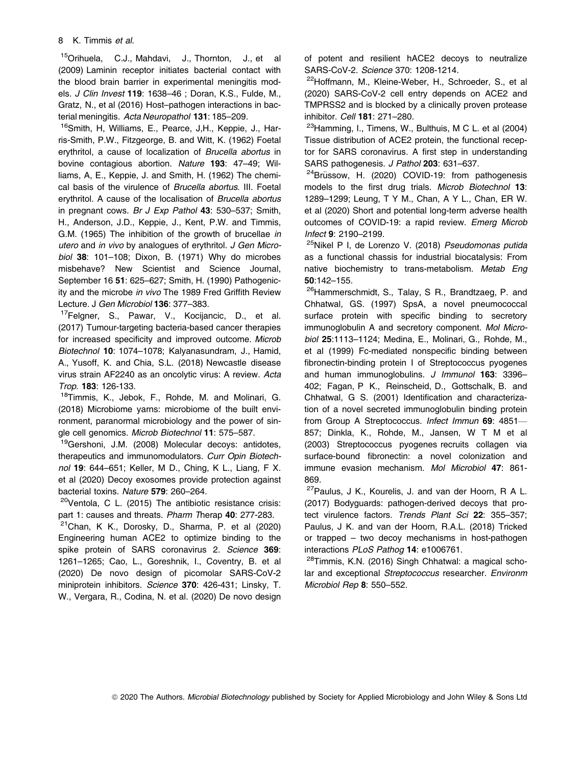[15]Orihuela, C.J., Mahdavi, J., Thornton, J., et al (2009) Laminin receptor initiates bacterial contact with the blood brain barrier in experimental meningitis models. *J Clin Invest* **119**: 1638–46 ; Doran, K.S., Fulde, M., Gratz, N., et al (2016) Host–pathogen interactions in bacterial meningitis. *Acta Neuropathol* **131**: 185–209.

[16]Smith, H, Williams, E., Pearce, J,H., Keppie, J., Harris-Smith, P.W., Fitzgeorge, B. and Witt, K. (1962) Foetal erythritol, a cause of localization of *Brucella abortus* in bovine contagious abortion. *Nature* **193**: 47–49; Williams, A, E., Keppie, J. and Smith, H. (1962) The chemical basis of the virulence of *Brucella abortus*. III. Foetal erythritol. A cause of the localisation of *Brucella abortus* in pregnant cows. *Br J Exp Pathol* **43**: 530–537; Smith, H., Anderson, J.D., Keppie, J., Kent, P.W. and Timmis, G.M. (1965) The inhibition of the growth of brucellae *in utero* and *in vivo* by analogues of erythritol. *J Gen Microbiol* **38**: 101–108; Dixon, B. (1971) Why do microbes misbehave? New Scientist and Science Journal, September 16 **51**: 625–627; Smith, H. (1990) Pathogenicity and the microbe *in vivo* The 1989 Fred Griffith Review Lecture. J *Gen Microbiol* **136**: 377–383.

[17]Felgner, S., Pawar, V., Kocijancic, D., et al. (2017) Tumour-targeting bacteria-based cancer therapies for increased specificity and improved outcome. *Microb Biotechnol* **10**: 1074–1078; Kalyanasundram, J., Hamid, A., Yusoff, K. and Chia, S.L. (2018) Newcastle disease virus strain AF2240 as an oncolytic virus: A review. *Acta Trop*. **183**: 126-133.

[18]Timmis, K., Jebok, F., Rohde, M. and Molinari, G. (2018) Microbiome yarns: microbiome of the built environment, paranormal microbiology and the power of single cell genomics. *Microb Biotechnol* **11**: 575–587.

[19]Gershoni, J.M. (2008) Molecular decoys: antidotes, therapeutics and immunomodulators. *Curr Opin Biotechnol* **19**: 644–651; Keller, M D., Ching, K L., Liang, F X. et al (2020) Decoy exosomes provide protection against bacterial toxins. *Nature* **579**: 260–264.

[20]Ventola, C L. (2015) The antibiotic resistance crisis: part 1: causes and threats. *Pharm Therap* **40**: 277-283.

[21]Chan, K K., Dorosky, D., Sharma, P. et al (2020) Engineering human ACE2 to optimize binding to the spike protein of SARS coronavirus 2. *Science* **369**: 1261–1265; Cao, L., Goreshnik, I., Coventry, B. et al (2020) De novo design of picomolar SARS-CoV-2 miniprotein inhibitors. *Science* **370**: 426-431; Linsky, T. W., Vergara, R., Codina, N. et al. (2020) De novo design of potent and resilient hACE2 decoys to neutralize SARS-CoV-2. *Science* 370: 1208-1214.

[22]Hoffmann, M., Kleine-Weber, H., Schroeder, S., et al (2020) SARS-CoV-2 cell entry depends on ACE2 and TMPRSS2 and is blocked by a clinically proven protease inhibitor. *Cell* **181**: 271–280.

[23]Hamming, I., Timens, W., Bulthuis, M C L. et al (2004) Tissue distribution of ACE2 protein, the functional receptor for SARS coronavirus. A first step in understanding SARS pathogenesis. *J Pathol* **203**: 631–637.

[24]Brüssow, H. (2020) COVID-19: from pathogenesis models to the first drug trials. *Microb Biotechnol* **13**: 1289–1299; Leung, T Y M., Chan, A Y L., Chan, ER W. et al (2020) Short and potential long-term adverse health outcomes of COVID-19: a rapid review. *Emerg Microb Infect* **9**: 2190–2199.

[25]Nikel P I, de Lorenzo V. (2018) *Pseudomonas putida* as a functional chassis for industrial biocatalysis: From native biochemistry to trans-metabolism. *Metab Eng* **50**:142–155.

[26]Hammerschmidt, S., Talay, S R., Brandtzaeg, P. and Chhatwal, GS. (1997) SpsA, a novel pneumococcal surface protein with specific binding to secretory immunoglobulin A and secretory component. *Mol Microbiol* **25**:1113–1124; Medina, E., Molinari, G., Rohde, M., et al (1999) Fc-mediated nonspecific binding between fibronectin-binding protein I of Streptococcus pyogenes and human immunoglobulins. *J Immunol* **163**: 3396–402; Fagan, P K., Reinscheid, D., Gottschalk, B. and Chhatwal, G S. (2001) Identification and characterization of a novel secreted immunoglobulin binding protein from Group A Streptococcus. *Infect Immun* **69**: 4851—857; Dinkla, K., Rohde, M., Jansen, W T M et al (2003) Streptococcus pyogenes recruits collagen via surface-bound fibronectin: a novel colonization and immune evasion mechanism. *Mol Microbiol* **47**: 861-869.

[27]Paulus, J K., Kourelis, J. and van der Hoorn, R A L. (2017) Bodyguards: pathogen-derived decoys that protect virulence factors. *Trends Plant Sci* **22**: 355–357; Paulus, J K. and van der Hoorn, R.A.L. (2018) Tricked or trapped – two decoy mechanisms in host-pathogen interactions *PLoS Pathog* **14**: e1006761.

[28]Timmis, K.N. (2016) Singh Chhatwal: a magical scholar and exceptional *Streptococcus* researcher. *Environm Microbiol Rep* **8**: 550–552.